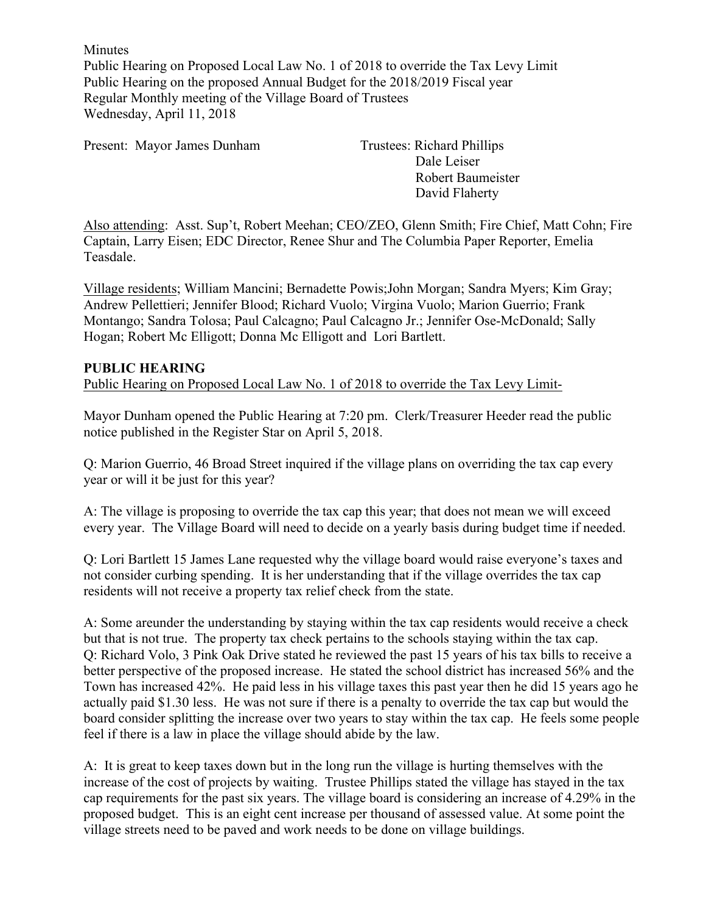Minutes
Public Hearing on Proposed Local Law No. 1 of 2018 to override the Tax Levy Limit
Public Hearing on the proposed Annual Budget for the 2018/2019 Fiscal year
Regular Monthly meeting of the Village Board of Trustees
Wednesday, April 11, 2018

Present: Mayor James Dunham

Trustees: Richard Phillips
Dale Leiser
Robert Baumeister
David Flaherty

Also attending: Asst. Sup't, Robert Meehan; CEO/ZEO, Glenn Smith; Fire Chief, Matt Cohn; Fire Captain, Larry Eisen; EDC Director, Renee Shur and The Columbia Paper Reporter, Emelia Teasdale.

Village residents; William Mancini; Bernadette Powis;John Morgan; Sandra Myers; Kim Gray; Andrew Pellettieri; Jennifer Blood; Richard Vuolo; Virgina Vuolo; Marion Guerrio; Frank Montango; Sandra Tolosa; Paul Calcagno; Paul Calcagno Jr.; Jennifer Ose-McDonald; Sally Hogan; Robert Mc Elligott; Donna Mc Elligott and Lori Bartlett.

**PUBLIC HEARING**

Public Hearing on Proposed Local Law No. 1 of 2018 to override the Tax Levy Limit-

Mayor Dunham opened the Public Hearing at 7:20 pm. Clerk/Treasurer Heeder read the public notice published in the Register Star on April 5, 2018.

Q: Marion Guerrio, 46 Broad Street inquired if the village plans on overriding the tax cap every year or will it be just for this year?

A: The village is proposing to override the tax cap this year; that does not mean we will exceed every year. The Village Board will need to decide on a yearly basis during budget time if needed.

Q: Lori Bartlett 15 James Lane requested why the village board would raise everyone's taxes and not consider curbing spending. It is her understanding that if the village overrides the tax cap residents will not receive a property tax relief check from the state.

A: Some areunder the understanding by staying within the tax cap residents would receive a check but that is not true. The property tax check pertains to the schools staying within the tax cap.

Q: Richard Volo, 3 Pink Oak Drive stated he reviewed the past 15 years of his tax bills to receive a better perspective of the proposed increase. He stated the school district has increased 56% and the Town has increased 42%. He paid less in his village taxes this past year then he did 15 years ago he actually paid $1.30 less. He was not sure if there is a penalty to override the tax cap but would the board consider splitting the increase over two years to stay within the tax cap. He feels some people feel if there is a law in place the village should abide by the law.

A: It is great to keep taxes down but in the long run the village is hurting themselves with the increase of the cost of projects by waiting. Trustee Phillips stated the village has stayed in the tax cap requirements for the past six years. The village board is considering an increase of 4.29% in the proposed budget. This is an eight cent increase per thousand of assessed value. At some point the village streets need to be paved and work needs to be done on village buildings.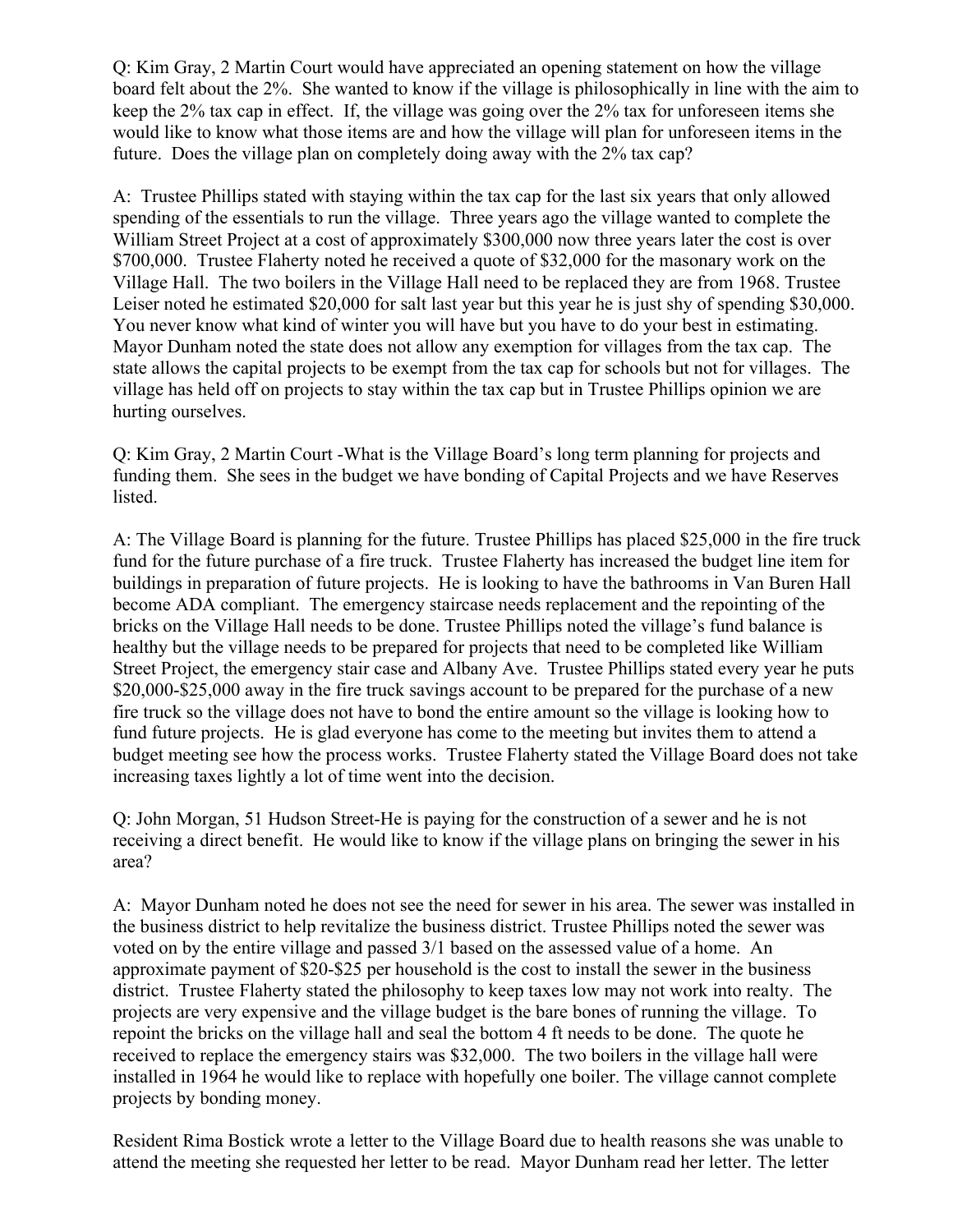Q: Kim Gray, 2 Martin Court would have appreciated an opening statement on how the village board felt about the 2%. She wanted to know if the village is philosophically in line with the aim to keep the 2% tax cap in effect. If, the village was going over the 2% tax for unforeseen items she would like to know what those items are and how the village will plan for unforeseen items in the future. Does the village plan on completely doing away with the 2% tax cap?

A: Trustee Phillips stated with staying within the tax cap for the last six years that only allowed spending of the essentials to run the village. Three years ago the village wanted to complete the William Street Project at a cost of approximately $300,000 now three years later the cost is over $700,000. Trustee Flaherty noted he received a quote of $32,000 for the masonary work on the Village Hall. The two boilers in the Village Hall need to be replaced they are from 1968. Trustee Leiser noted he estimated $20,000 for salt last year but this year he is just shy of spending $30,000. You never know what kind of winter you will have but you have to do your best in estimating. Mayor Dunham noted the state does not allow any exemption for villages from the tax cap. The state allows the capital projects to be exempt from the tax cap for schools but not for villages. The village has held off on projects to stay within the tax cap but in Trustee Phillips opinion we are hurting ourselves.

Q: Kim Gray, 2 Martin Court -What is the Village Board's long term planning for projects and funding them. She sees in the budget we have bonding of Capital Projects and we have Reserves listed.

A: The Village Board is planning for the future. Trustee Phillips has placed $25,000 in the fire truck fund for the future purchase of a fire truck. Trustee Flaherty has increased the budget line item for buildings in preparation of future projects. He is looking to have the bathrooms in Van Buren Hall become ADA compliant. The emergency staircase needs replacement and the repointing of the bricks on the Village Hall needs to be done. Trustee Phillips noted the village's fund balance is healthy but the village needs to be prepared for projects that need to be completed like William Street Project, the emergency stair case and Albany Ave. Trustee Phillips stated every year he puts $20,000-$25,000 away in the fire truck savings account to be prepared for the purchase of a new fire truck so the village does not have to bond the entire amount so the village is looking how to fund future projects. He is glad everyone has come to the meeting but invites them to attend a budget meeting see how the process works. Trustee Flaherty stated the Village Board does not take increasing taxes lightly a lot of time went into the decision.

Q: John Morgan, 51 Hudson Street-He is paying for the construction of a sewer and he is not receiving a direct benefit. He would like to know if the village plans on bringing the sewer in his area?

A: Mayor Dunham noted he does not see the need for sewer in his area. The sewer was installed in the business district to help revitalize the business district. Trustee Phillips noted the sewer was voted on by the entire village and passed 3/1 based on the assessed value of a home. An approximate payment of $20-$25 per household is the cost to install the sewer in the business district. Trustee Flaherty stated the philosophy to keep taxes low may not work into realty. The projects are very expensive and the village budget is the bare bones of running the village. To repoint the bricks on the village hall and seal the bottom 4 ft needs to be done. The quote he received to replace the emergency stairs was $32,000. The two boilers in the village hall were installed in 1964 he would like to replace with hopefully one boiler. The village cannot complete projects by bonding money.

Resident Rima Bostick wrote a letter to the Village Board due to health reasons she was unable to attend the meeting she requested her letter to be read. Mayor Dunham read her letter. The letter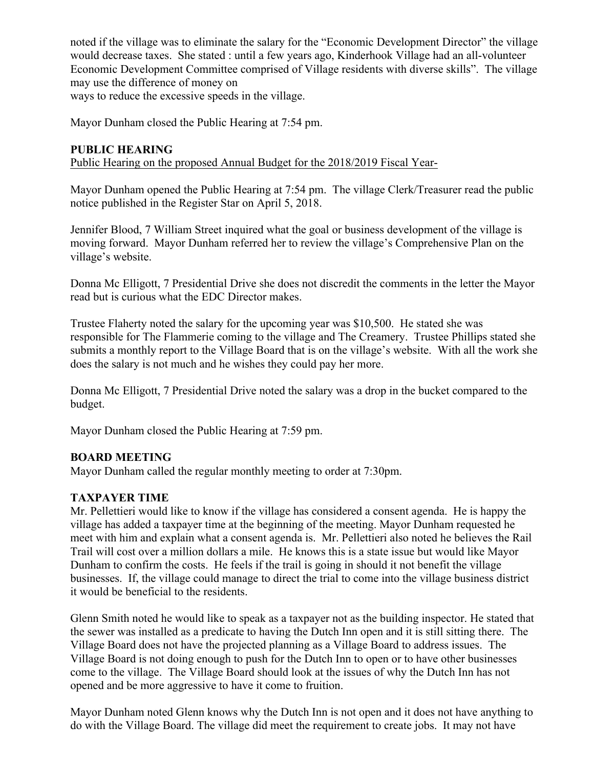noted if the village was to eliminate the salary for the "Economic Development Director" the village would decrease taxes. She stated : until a few years ago, Kinderhook Village had an all-volunteer Economic Development Committee comprised of Village residents with diverse skills". The village may use the difference of money on
ways to reduce the excessive speeds in the village.

Mayor Dunham closed the Public Hearing at 7:54 pm.

**PUBLIC HEARING**

Public Hearing on the proposed Annual Budget for the 2018/2019 Fiscal Year-

Mayor Dunham opened the Public Hearing at 7:54 pm. The village Clerk/Treasurer read the public notice published in the Register Star on April 5, 2018.

Jennifer Blood, 7 William Street inquired what the goal or business development of the village is moving forward. Mayor Dunham referred her to review the village's Comprehensive Plan on the village's website.

Donna Mc Elligott, 7 Presidential Drive she does not discredit the comments in the letter the Mayor read but is curious what the EDC Director makes.

Trustee Flaherty noted the salary for the upcoming year was $10,500. He stated she was responsible for The Flammerie coming to the village and The Creamery. Trustee Phillips stated she submits a monthly report to the Village Board that is on the village's website. With all the work she does the salary is not much and he wishes they could pay her more.

Donna Mc Elligott, 7 Presidential Drive noted the salary was a drop in the bucket compared to the budget.

Mayor Dunham closed the Public Hearing at 7:59 pm.

**BOARD MEETING**

Mayor Dunham called the regular monthly meeting to order at 7:30pm.

**TAXPAYER TIME**

Mr. Pellettieri would like to know if the village has considered a consent agenda. He is happy the village has added a taxpayer time at the beginning of the meeting. Mayor Dunham requested he meet with him and explain what a consent agenda is. Mr. Pellettieri also noted he believes the Rail Trail will cost over a million dollars a mile. He knows this is a state issue but would like Mayor Dunham to confirm the costs. He feels if the trail is going in should it not benefit the village businesses. If, the village could manage to direct the trial to come into the village business district it would be beneficial to the residents.

Glenn Smith noted he would like to speak as a taxpayer not as the building inspector. He stated that the sewer was installed as a predicate to having the Dutch Inn open and it is still sitting there. The Village Board does not have the projected planning as a Village Board to address issues. The Village Board is not doing enough to push for the Dutch Inn to open or to have other businesses come to the village. The Village Board should look at the issues of why the Dutch Inn has not opened and be more aggressive to have it come to fruition.

Mayor Dunham noted Glenn knows why the Dutch Inn is not open and it does not have anything to do with the Village Board. The village did meet the requirement to create jobs. It may not have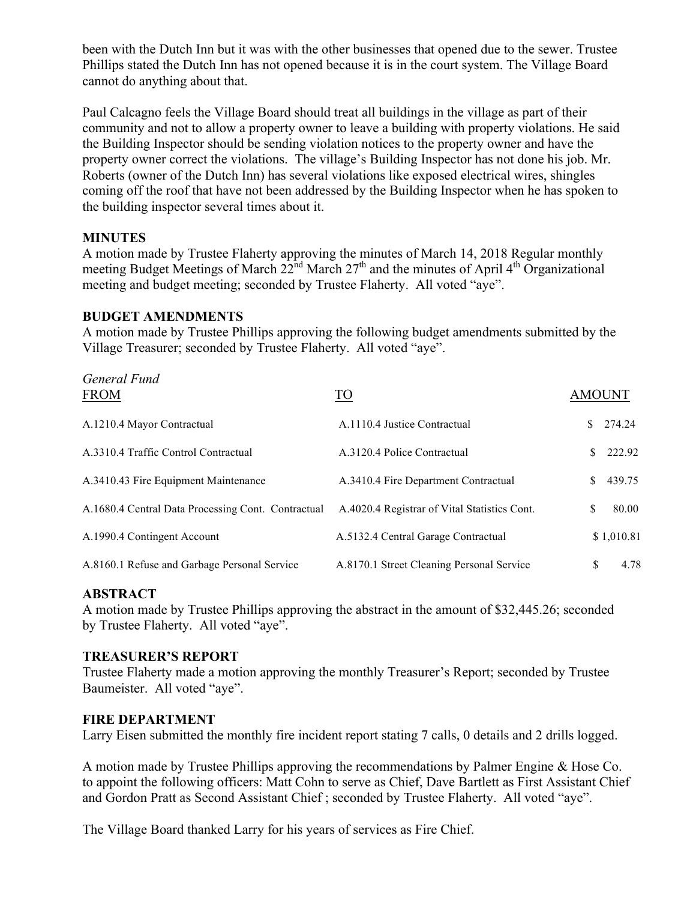been with the Dutch Inn but it was with the other businesses that opened due to the sewer. Trustee Phillips stated the Dutch Inn has not opened because it is in the court system. The Village Board cannot do anything about that.

Paul Calcagno feels the Village Board should treat all buildings in the village as part of their community and not to allow a property owner to leave a building with property violations. He said the Building Inspector should be sending violation notices to the property owner and have the property owner correct the violations. The village's Building Inspector has not done his job. Mr. Roberts (owner of the Dutch Inn) has several violations like exposed electrical wires, shingles coming off the roof that have not been addressed by the Building Inspector when he has spoken to the building inspector several times about it.

**MINUTES**

A motion made by Trustee Flaherty approving the minutes of March 14, 2018 Regular monthly meeting Budget Meetings of March 22nd March 27th and the minutes of April 4th Organizational meeting and budget meeting; seconded by Trustee Flaherty. All voted "aye".

**BUDGET AMENDMENTS**

A motion made by Trustee Phillips approving the following budget amendments submitted by the Village Treasurer; seconded by Trustee Flaherty. All voted "aye".

*General Fund*

| FROM | TO | AMOUNT |
|---|---|---|
| A.1210.4 Mayor Contractual | A.1110.4 Justice Contractual | $ 274.24 |
| A.3310.4 Traffic Control Contractual | A.3120.4 Police Contractual | $ 222.92 |
| A.3410.43 Fire Equipment Maintenance | A.3410.4 Fire Department Contractual | $ 439.75 |
| A.1680.4 Central Data Processing Cont. Contractual | A.4020.4 Registrar of Vital Statistics Cont. | $ 80.00 |
| A.1990.4 Contingent Account | A.5132.4 Central Garage Contractual | $ 1,010.81 |
| A.8160.1 Refuse and Garbage Personal Service | A.8170.1 Street Cleaning Personal Service | $ 4.78 |

**ABSTRACT**

A motion made by Trustee Phillips approving the abstract in the amount of $32,445.26; seconded by Trustee Flaherty. All voted "aye".

**TREASURER'S REPORT**

Trustee Flaherty made a motion approving the monthly Treasurer's Report; seconded by Trustee Baumeister. All voted "aye".

**FIRE DEPARTMENT**

Larry Eisen submitted the monthly fire incident report stating 7 calls, 0 details and 2 drills logged.

A motion made by Trustee Phillips approving the recommendations by Palmer Engine & Hose Co. to appoint the following officers: Matt Cohn to serve as Chief, Dave Bartlett as First Assistant Chief and Gordon Pratt as Second Assistant Chief ; seconded by Trustee Flaherty. All voted "aye".

The Village Board thanked Larry for his years of services as Fire Chief.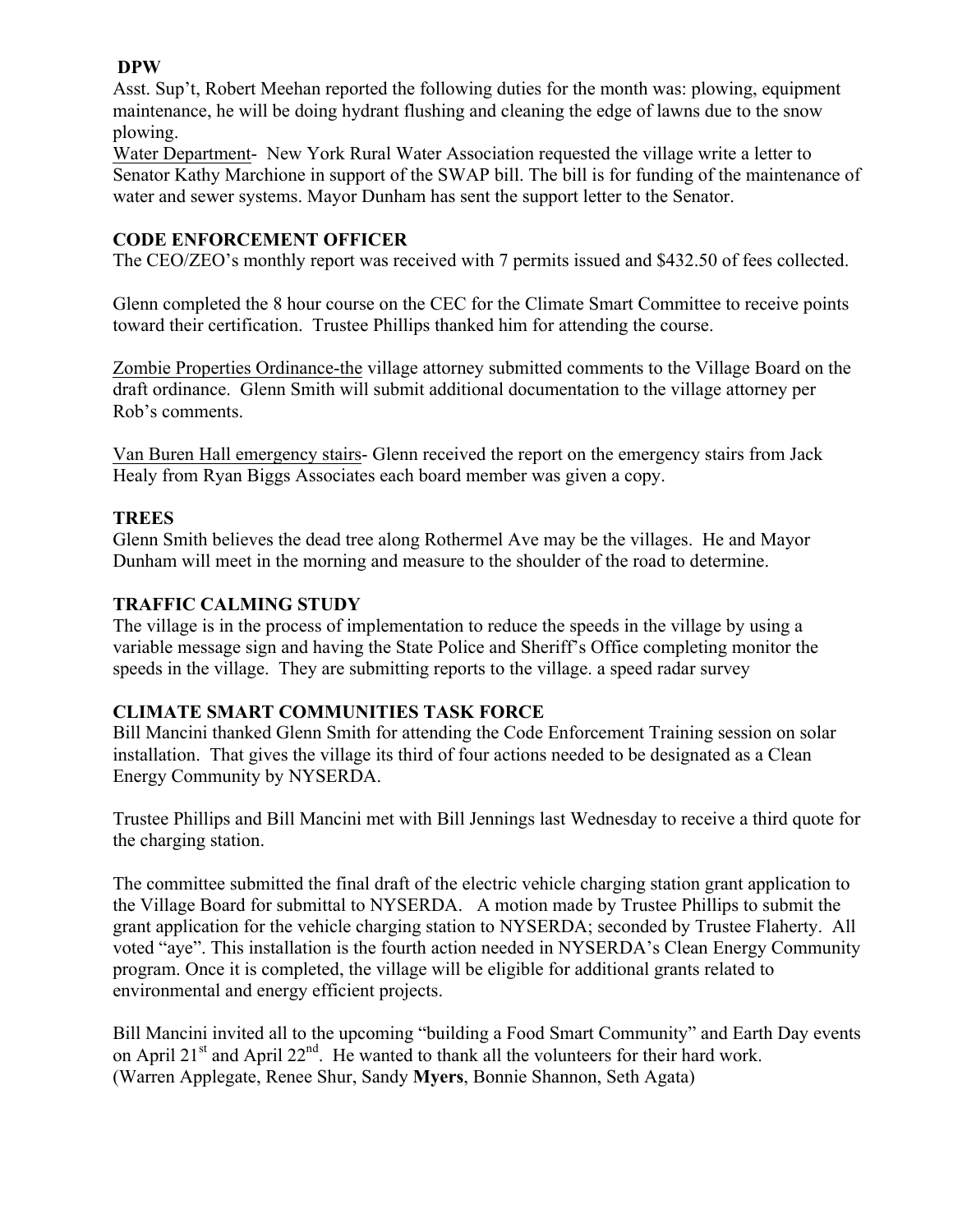**DPW**

Asst. Sup't, Robert Meehan reported the following duties for the month was: plowing, equipment maintenance, he will be doing hydrant flushing and cleaning the edge of lawns due to the snow plowing.

Water Department- New York Rural Water Association requested the village write a letter to Senator Kathy Marchione in support of the SWAP bill. The bill is for funding of the maintenance of water and sewer systems. Mayor Dunham has sent the support letter to the Senator.

**CODE ENFORCEMENT OFFICER**

The CEO/ZEO's monthly report was received with 7 permits issued and $432.50 of fees collected.

Glenn completed the 8 hour course on the CEC for the Climate Smart Committee to receive points toward their certification. Trustee Phillips thanked him for attending the course.

Zombie Properties Ordinance-the village attorney submitted comments to the Village Board on the draft ordinance. Glenn Smith will submit additional documentation to the village attorney per Rob's comments.

Van Buren Hall emergency stairs- Glenn received the report on the emergency stairs from Jack Healy from Ryan Biggs Associates each board member was given a copy.

**TREES**

Glenn Smith believes the dead tree along Rothermel Ave may be the villages. He and Mayor Dunham will meet in the morning and measure to the shoulder of the road to determine.

**TRAFFIC CALMING STUDY**

The village is in the process of implementation to reduce the speeds in the village by using a variable message sign and having the State Police and Sheriff's Office completing monitor the speeds in the village. They are submitting reports to the village. a speed radar survey

**CLIMATE SMART COMMUNITIES TASK FORCE**

Bill Mancini thanked Glenn Smith for attending the Code Enforcement Training session on solar installation. That gives the village its third of four actions needed to be designated as a Clean Energy Community by NYSERDA.

Trustee Phillips and Bill Mancini met with Bill Jennings last Wednesday to receive a third quote for the charging station.

The committee submitted the final draft of the electric vehicle charging station grant application to the Village Board for submittal to NYSERDA. A motion made by Trustee Phillips to submit the grant application for the vehicle charging station to NYSERDA; seconded by Trustee Flaherty. All voted "aye". This installation is the fourth action needed in NYSERDA's Clean Energy Community program. Once it is completed, the village will be eligible for additional grants related to environmental and energy efficient projects.

Bill Mancini invited all to the upcoming "building a Food Smart Community" and Earth Day events on April 21st and April 22nd. He wanted to thank all the volunteers for their hard work. (Warren Applegate, Renee Shur, Sandy **Myers**, Bonnie Shannon, Seth Agata)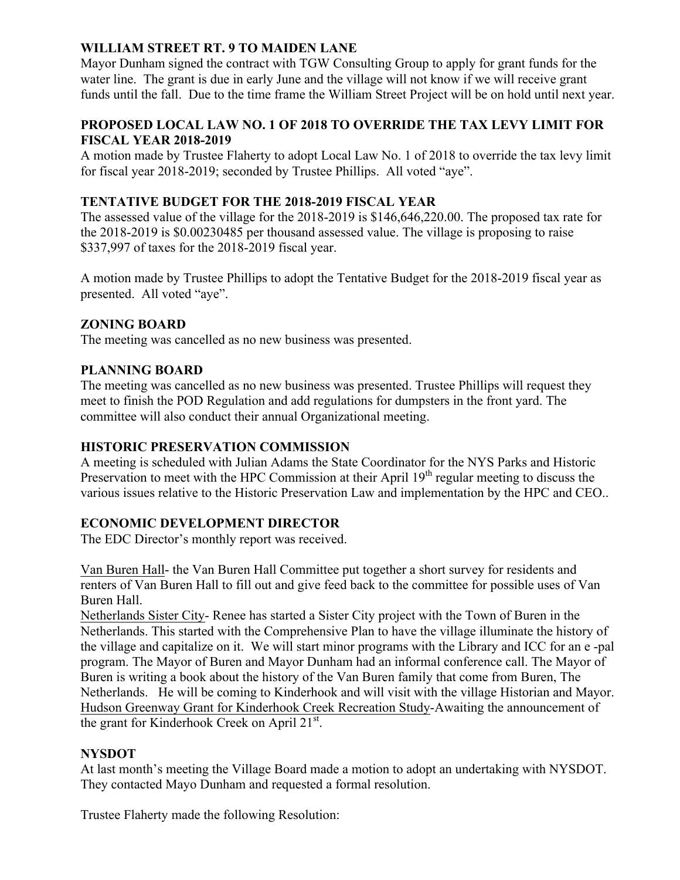**WILLIAM STREET RT. 9 TO MAIDEN LANE**

Mayor Dunham signed the contract with TGW Consulting Group to apply for grant funds for the water line. The grant is due in early June and the village will not know if we will receive grant funds until the fall. Due to the time frame the William Street Project will be on hold until next year.

**PROPOSED LOCAL LAW NO. 1 OF 2018 TO OVERRIDE THE TAX LEVY LIMIT FOR FISCAL YEAR 2018-2019**

A motion made by Trustee Flaherty to adopt Local Law No. 1 of 2018 to override the tax levy limit for fiscal year 2018-2019; seconded by Trustee Phillips. All voted "aye".

**TENTATIVE BUDGET FOR THE 2018-2019 FISCAL YEAR**

The assessed value of the village for the 2018-2019 is $146,646,220.00. The proposed tax rate for the 2018-2019 is $0.00230485 per thousand assessed value. The village is proposing to raise $337,997 of taxes for the 2018-2019 fiscal year.

A motion made by Trustee Phillips to adopt the Tentative Budget for the 2018-2019 fiscal year as presented. All voted "aye".

**ZONING BOARD**

The meeting was cancelled as no new business was presented.

**PLANNING BOARD**

The meeting was cancelled as no new business was presented. Trustee Phillips will request they meet to finish the POD Regulation and add regulations for dumpsters in the front yard. The committee will also conduct their annual Organizational meeting.

**HISTORIC PRESERVATION COMMISSION**

A meeting is scheduled with Julian Adams the State Coordinator for the NYS Parks and Historic Preservation to meet with the HPC Commission at their April 19th regular meeting to discuss the various issues relative to the Historic Preservation Law and implementation by the HPC and CEO..

**ECONOMIC DEVELOPMENT DIRECTOR**

The EDC Director's monthly report was received.

Van Buren Hall- the Van Buren Hall Committee put together a short survey for residents and renters of Van Buren Hall to fill out and give feed back to the committee for possible uses of Van Buren Hall.

Netherlands Sister City- Renee has started a Sister City project with the Town of Buren in the Netherlands. This started with the Comprehensive Plan to have the village illuminate the history of the village and capitalize on it. We will start minor programs with the Library and ICC for an e -pal program. The Mayor of Buren and Mayor Dunham had an informal conference call. The Mayor of Buren is writing a book about the history of the Van Buren family that come from Buren, The Netherlands. He will be coming to Kinderhook and will visit with the village Historian and Mayor.

Hudson Greenway Grant for Kinderhook Creek Recreation Study-Awaiting the announcement of the grant for Kinderhook Creek on April 21st.

**NYSDOT**

At last month's meeting the Village Board made a motion to adopt an undertaking with NYSDOT. They contacted Mayo Dunham and requested a formal resolution.

Trustee Flaherty made the following Resolution: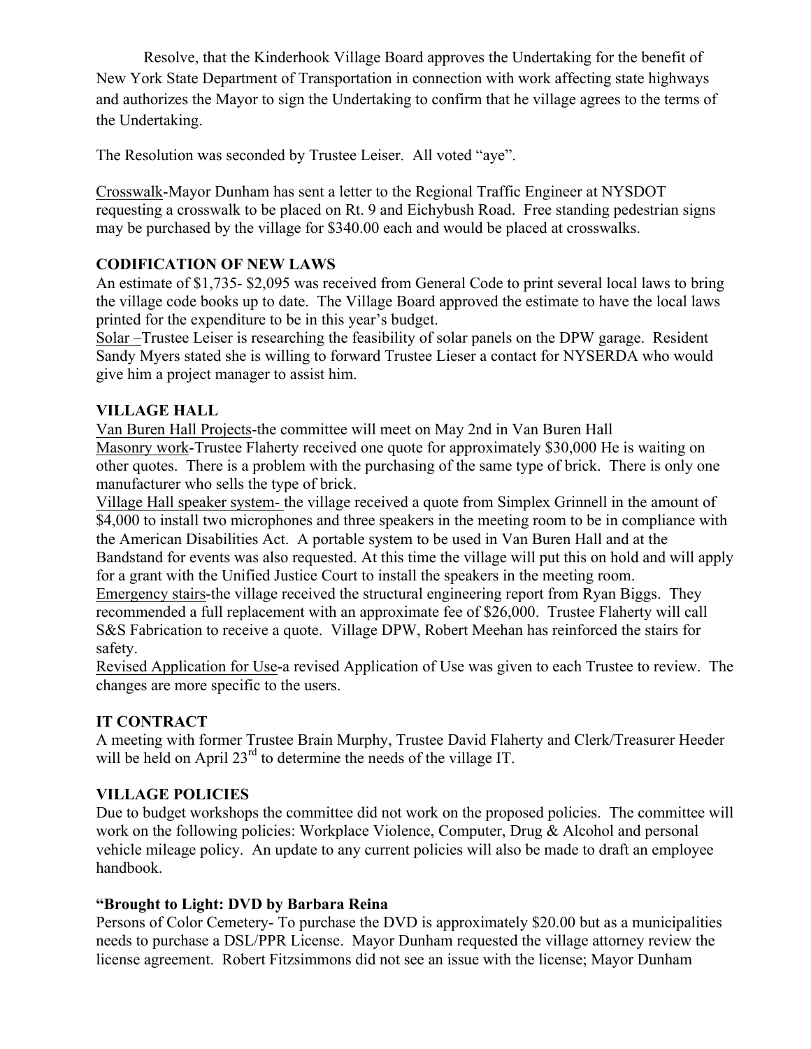Resolve, that the Kinderhook Village Board approves the Undertaking for the benefit of New York State Department of Transportation in connection with work affecting state highways and authorizes the Mayor to sign the Undertaking to confirm that he village agrees to the terms of the Undertaking.

The Resolution was seconded by Trustee Leiser. All voted "aye".

Crosswalk-Mayor Dunham has sent a letter to the Regional Traffic Engineer at NYSDOT requesting a crosswalk to be placed on Rt. 9 and Eichybush Road. Free standing pedestrian signs may be purchased by the village for $340.00 each and would be placed at crosswalks.

**CODIFICATION OF NEW LAWS**

An estimate of $1,735- $2,095 was received from General Code to print several local laws to bring the village code books up to date. The Village Board approved the estimate to have the local laws printed for the expenditure to be in this year's budget.

Solar –Trustee Leiser is researching the feasibility of solar panels on the DPW garage. Resident Sandy Myers stated she is willing to forward Trustee Lieser a contact for NYSERDA who would give him a project manager to assist him.

**VILLAGE HALL**

Van Buren Hall Projects-the committee will meet on May 2nd in Van Buren Hall

Masonry work-Trustee Flaherty received one quote for approximately $30,000 He is waiting on other quotes. There is a problem with the purchasing of the same type of brick. There is only one manufacturer who sells the type of brick.

Village Hall speaker system- the village received a quote from Simplex Grinnell in the amount of $4,000 to install two microphones and three speakers in the meeting room to be in compliance with the American Disabilities Act. A portable system to be used in Van Buren Hall and at the Bandstand for events was also requested. At this time the village will put this on hold and will apply for a grant with the Unified Justice Court to install the speakers in the meeting room.

Emergency stairs-the village received the structural engineering report from Ryan Biggs. They recommended a full replacement with an approximate fee of $26,000. Trustee Flaherty will call S&S Fabrication to receive a quote. Village DPW, Robert Meehan has reinforced the stairs for safety.

Revised Application for Use-a revised Application of Use was given to each Trustee to review. The changes are more specific to the users.

**IT CONTRACT**

A meeting with former Trustee Brain Murphy, Trustee David Flaherty and Clerk/Treasurer Heeder will be held on April 23rd to determine the needs of the village IT.

**VILLAGE POLICIES**

Due to budget workshops the committee did not work on the proposed policies. The committee will work on the following policies: Workplace Violence, Computer, Drug & Alcohol and personal vehicle mileage policy. An update to any current policies will also be made to draft an employee handbook.

**"Brought to Light: DVD by Barbara Reina**

Persons of Color Cemetery- To purchase the DVD is approximately $20.00 but as a municipalities needs to purchase a DSL/PPR License. Mayor Dunham requested the village attorney review the license agreement. Robert Fitzsimmons did not see an issue with the license; Mayor Dunham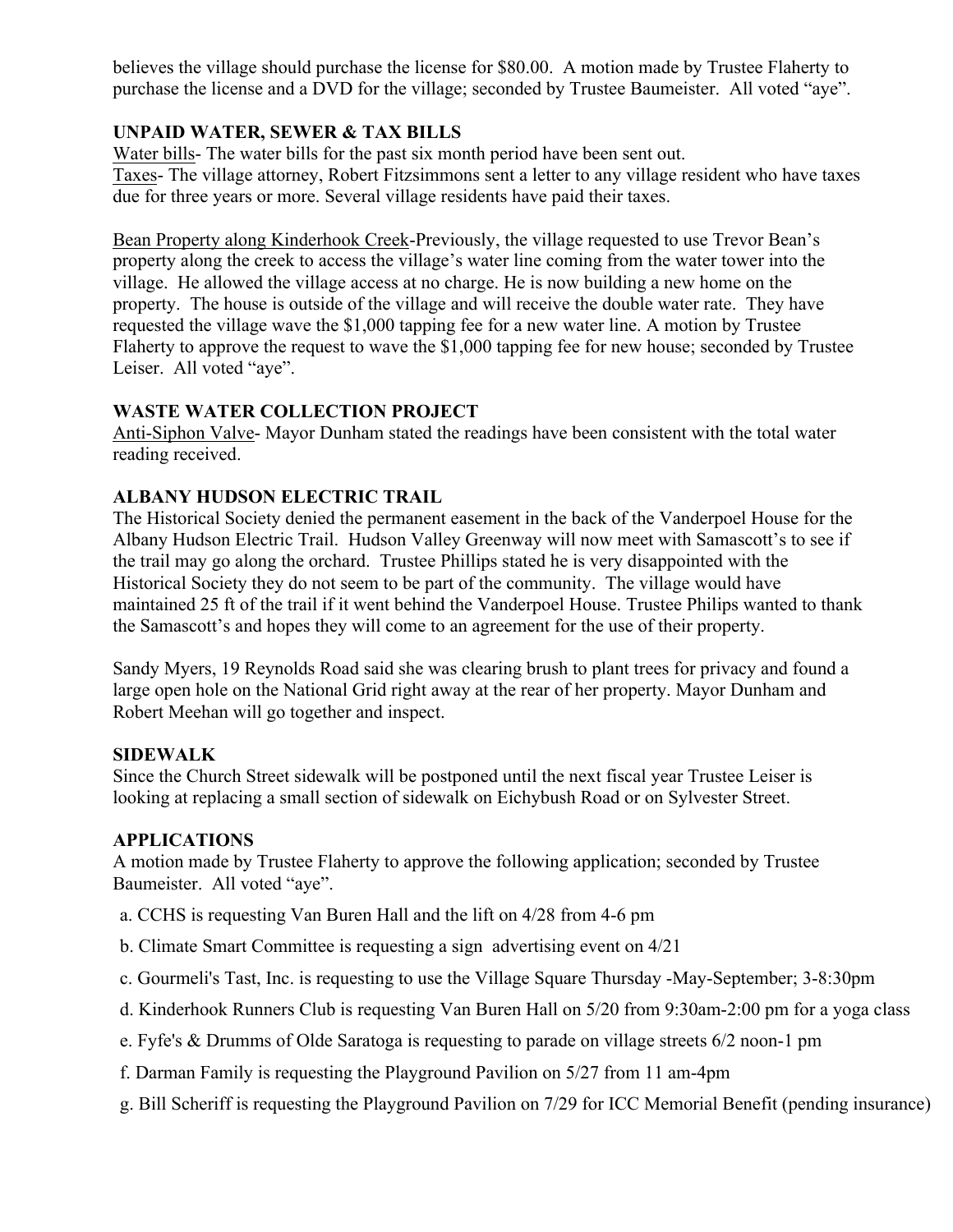believes the village should purchase the license for $80.00. A motion made by Trustee Flaherty to purchase the license and a DVD for the village; seconded by Trustee Baumeister. All voted "aye".

## UNPAID WATER, SEWER & TAX BILLS

Water bills- The water bills for the past six month period have been sent out.
Taxes- The village attorney, Robert Fitzsimmons sent a letter to any village resident who have taxes due for three years or more. Several village residents have paid their taxes.

Bean Property along Kinderhook Creek-Previously, the village requested to use Trevor Bean's property along the creek to access the village's water line coming from the water tower into the village. He allowed the village access at no charge. He is now building a new home on the property. The house is outside of the village and will receive the double water rate. They have requested the village wave the $1,000 tapping fee for a new water line. A motion by Trustee Flaherty to approve the request to wave the $1,000 tapping fee for new house; seconded by Trustee Leiser. All voted "aye".

## WASTE WATER COLLECTION PROJECT

Anti-Siphon Valve- Mayor Dunham stated the readings have been consistent with the total water reading received.

## ALBANY HUDSON ELECTRIC TRAIL

The Historical Society denied the permanent easement in the back of the Vanderpoel House for the Albany Hudson Electric Trail. Hudson Valley Greenway will now meet with Samascott's to see if the trail may go along the orchard. Trustee Phillips stated he is very disappointed with the Historical Society they do not seem to be part of the community. The village would have maintained 25 ft of the trail if it went behind the Vanderpoel House. Trustee Philips wanted to thank the Samascott's and hopes they will come to an agreement for the use of their property.

Sandy Myers, 19 Reynolds Road said she was clearing brush to plant trees for privacy and found a large open hole on the National Grid right away at the rear of her property. Mayor Dunham and Robert Meehan will go together and inspect.

## SIDEWALK

Since the Church Street sidewalk will be postponed until the next fiscal year Trustee Leiser is looking at replacing a small section of sidewalk on Eichybush Road or on Sylvester Street.

## APPLICATIONS

A motion made by Trustee Flaherty to approve the following application; seconded by Trustee Baumeister. All voted "aye".

a. CCHS is requesting Van Buren Hall and the lift on 4/28 from 4-6 pm

b. Climate Smart Committee is requesting a sign advertising event on 4/21

c. Gourmeli's Tast, Inc. is requesting to use the Village Square Thursday -May-September; 3-8:30pm

d. Kinderhook Runners Club is requesting Van Buren Hall on 5/20 from 9:30am-2:00 pm for a yoga class

e. Fyfe's & Drumms of Olde Saratoga is requesting to parade on village streets 6/2 noon-1 pm

f. Darman Family is requesting the Playground Pavilion on 5/27 from 11 am-4pm

g. Bill Scheriff is requesting the Playground Pavilion on 7/29 for ICC Memorial Benefit (pending insurance)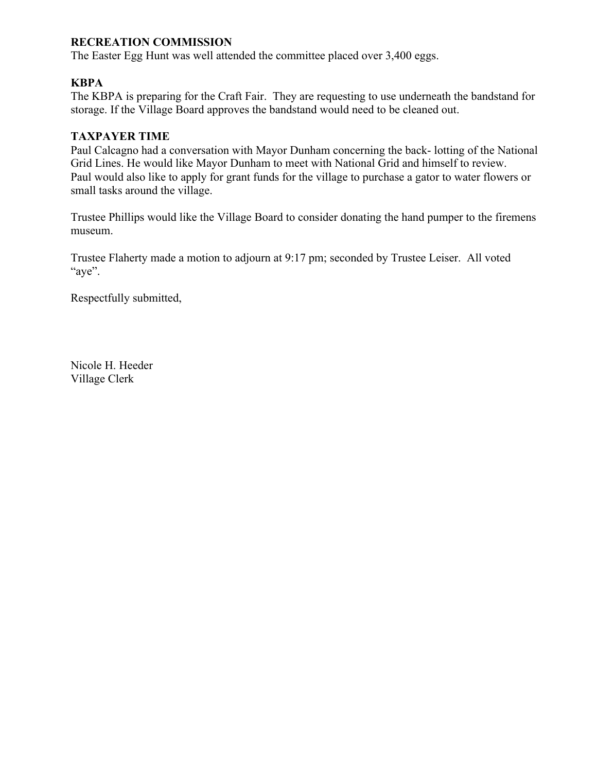**RECREATION COMMISSION**
The Easter Egg Hunt was well attended the committee placed over 3,400 eggs.

**KBPA**
The KBPA is preparing for the Craft Fair. They are requesting to use underneath the bandstand for storage. If the Village Board approves the bandstand would need to be cleaned out.

**TAXPAYER TIME**
Paul Calcagno had a conversation with Mayor Dunham concerning the back- lotting of the National Grid Lines. He would like Mayor Dunham to meet with National Grid and himself to review.
Paul would also like to apply for grant funds for the village to purchase a gator to water flowers or small tasks around the village.

Trustee Phillips would like the Village Board to consider donating the hand pumper to the firemens museum.

Trustee Flaherty made a motion to adjourn at 9:17 pm; seconded by Trustee Leiser. All voted "aye".

Respectfully submitted,

Nicole H. Heeder
Village Clerk